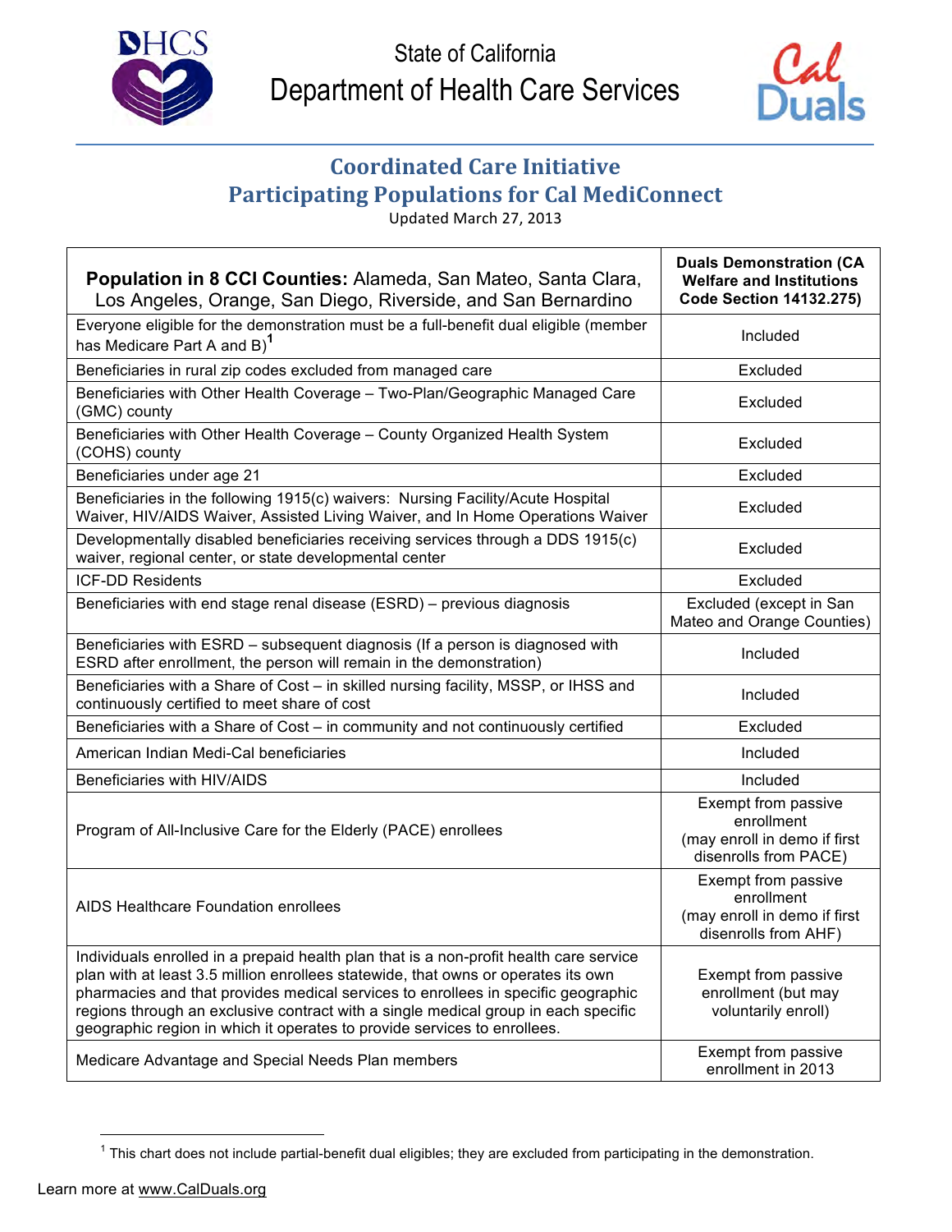State of California

Department of Health Care Services

# Coordinated Care Initiative
# Participating Populations for Cal MediConnect

Updated March 27, 2013

| **Population in 8 CCI Counties:** Alameda, San Mateo, Santa Clara, Los Angeles, Orange, San Diego, Riverside, and San Bernardino | **Duals Demonstration (CA Welfare and Institutions Code Section 14132.275)** |
|---|---|
| Everyone eligible for the demonstration must be a full-benefit dual eligible (member has Medicare Part A and B)[1] | Included |
| Beneficiaries in rural zip codes excluded from managed care | Excluded |
| Beneficiaries with Other Health Coverage – Two-Plan/Geographic Managed Care (GMC) county | Excluded |
| Beneficiaries with Other Health Coverage – County Organized Health System (COHS) county | Excluded |
| Beneficiaries under age 21 | Excluded |
| Beneficiaries in the following 1915(c) waivers: Nursing Facility/Acute Hospital Waiver, HIV/AIDS Waiver, Assisted Living Waiver, and In Home Operations Waiver | Excluded |
| Developmentally disabled beneficiaries receiving services through a DDS 1915(c) waiver, regional center, or state developmental center | Excluded |
| ICF-DD Residents | Excluded |
| Beneficiaries with end stage renal disease (ESRD) – previous diagnosis | Excluded (except in San Mateo and Orange Counties) |
| Beneficiaries with ESRD – subsequent diagnosis (If a person is diagnosed with ESRD after enrollment, the person will remain in the demonstration) | Included |
| Beneficiaries with a Share of Cost – in skilled nursing facility, MSSP, or IHSS and continuously certified to meet share of cost | Included |
| Beneficiaries with a Share of Cost – in community and not continuously certified | Excluded |
| American Indian Medi-Cal beneficiaries | Included |
| Beneficiaries with HIV/AIDS | Included |
| Program of All-Inclusive Care for the Elderly (PACE) enrollees | Exempt from passive enrollment (may enroll in demo if first disenrolls from PACE) |
| AIDS Healthcare Foundation enrollees | Exempt from passive enrollment (may enroll in demo if first disenrolls from AHF) |
| Individuals enrolled in a prepaid health plan that is a non-profit health care service plan with at least 3.5 million enrollees statewide, that owns or operates its own pharmacies and that provides medical services to enrollees in specific geographic regions through an exclusive contract with a single medical group in each specific geographic region in which it operates to provide services to enrollees. | Exempt from passive enrollment (but may voluntarily enroll) |
| Medicare Advantage and Special Needs Plan members | Exempt from passive enrollment in 2013 |

[1] This chart does not include partial-benefit dual eligibles; they are excluded from participating in the demonstration.

Learn more at www.CalDuals.org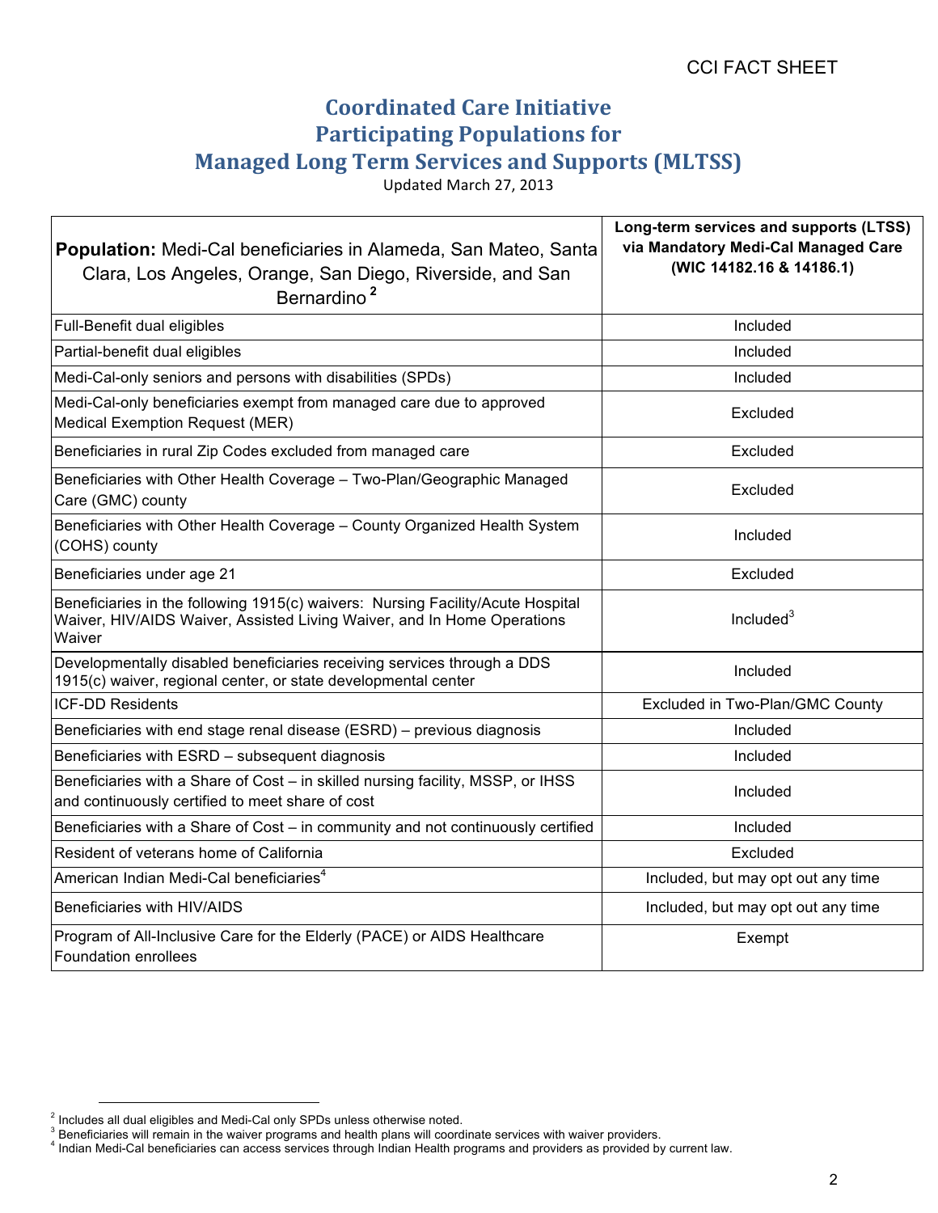CCI FACT SHEET

# Coordinated Care Initiative Participating Populations for Managed Long Term Services and Supports (MLTSS)

Updated March 27, 2013

| **Population:** Medi-Cal beneficiaries in Alameda, San Mateo, Santa Clara, Los Angeles, Orange, San Diego, Riverside, and San Bernardino [2] | **Long-term services and supports (LTSS) via Mandatory Medi-Cal Managed Care (WIC 14182.16 & 14186.1)** |
|---|---|
| Full-Benefit dual eligibles | Included |
| Partial-benefit dual eligibles | Included |
| Medi-Cal-only seniors and persons with disabilities (SPDs) | Included |
| Medi-Cal-only beneficiaries exempt from managed care due to approved Medical Exemption Request (MER) | Excluded |
| Beneficiaries in rural Zip Codes excluded from managed care | Excluded |
| Beneficiaries with Other Health Coverage – Two-Plan/Geographic Managed Care (GMC) county | Excluded |
| Beneficiaries with Other Health Coverage – County Organized Health System (COHS) county | Included |
| Beneficiaries under age 21 | Excluded |
| Beneficiaries in the following 1915(c) waivers: Nursing Facility/Acute Hospital Waiver, HIV/AIDS Waiver, Assisted Living Waiver, and In Home Operations Waiver | Included[3] |
| Developmentally disabled beneficiaries receiving services through a DDS 1915(c) waiver, regional center, or state developmental center | Included |
| ICF-DD Residents | Excluded in Two-Plan/GMC County |
| Beneficiaries with end stage renal disease (ESRD) – previous diagnosis | Included |
| Beneficiaries with ESRD – subsequent diagnosis | Included |
| Beneficiaries with a Share of Cost – in skilled nursing facility, MSSP, or IHSS and continuously certified to meet share of cost | Included |
| Beneficiaries with a Share of Cost – in community and not continuously certified | Included |
| Resident of veterans home of California | Excluded |
| American Indian Medi-Cal beneficiaries[4] | Included, but may opt out any time |
| Beneficiaries with HIV/AIDS | Included, but may opt out any time |
| Program of All-Inclusive Care for the Elderly (PACE) or AIDS Healthcare Foundation enrollees | Exempt |

[2] Includes all dual eligibles and Medi-Cal only SPDs unless otherwise noted.
[3] Beneficiaries will remain in the waiver programs and health plans will coordinate services with waiver providers.
[4] Indian Medi-Cal beneficiaries can access services through Indian Health programs and providers as provided by current law.